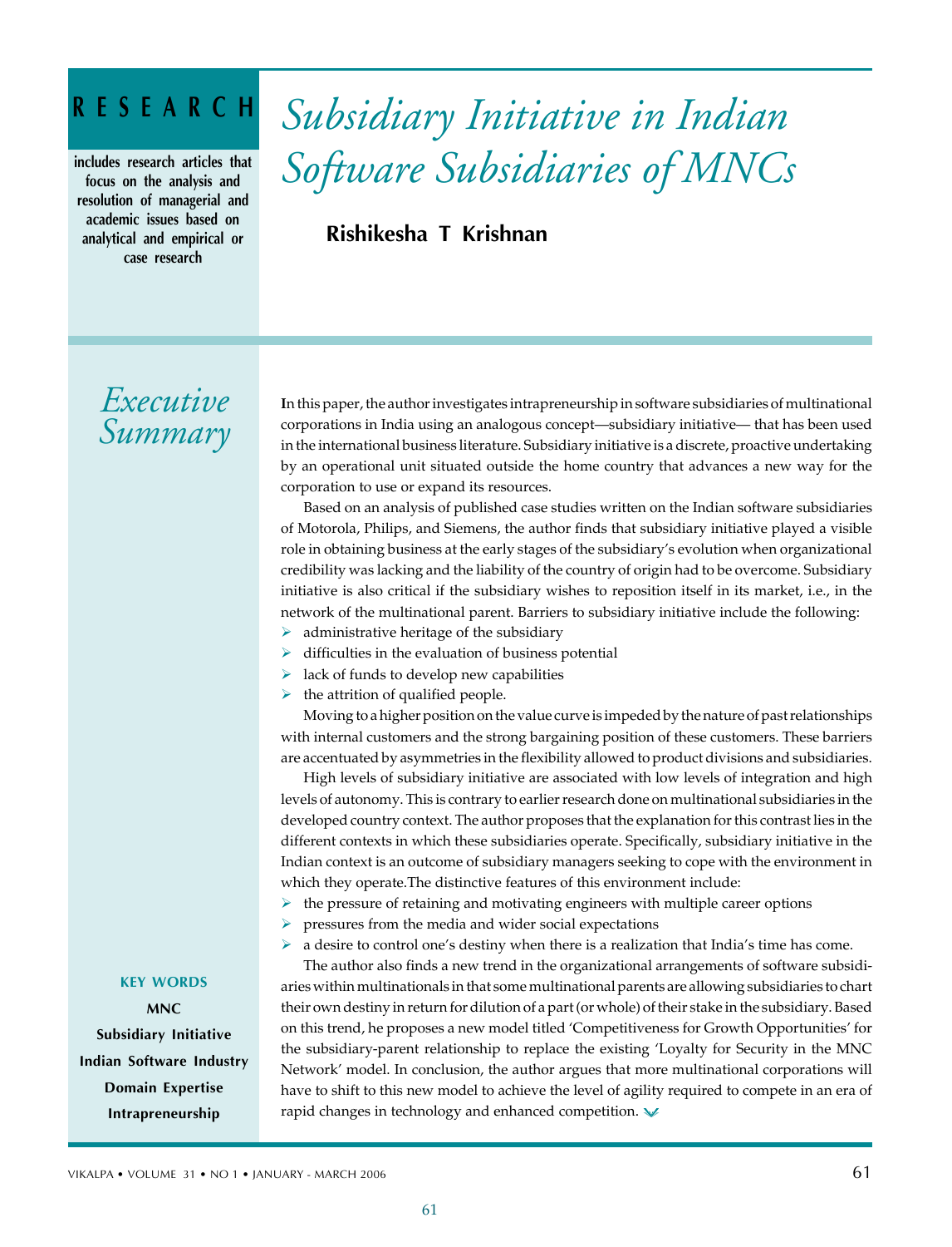**RESEARCH**

includes research articles that focus on the analysis and resolution of managerial and academic issues based on analytical and empirical or case research

# *Subsidiary Initiative in Indian Software Subsidiaries of MNCs*

**Rishikesha T Krishnan**

## *Executive Summary*

In this paper, the author investigates intrapreneurship in software subsidiaries of multinational corporations in India using an analogous concept—subsidiary initiative— that has been used in the international business literature. Subsidiary initiative is a discrete, proactive undertaking by an operational unit situated outside the home country that advances a new way for the corporation to use or expand its resources.

Based on an analysis of published case studies written on the Indian software subsidiaries of Motorola, Philips, and Siemens, the author finds that subsidiary initiative played a visible role in obtaining business at the early stages of the subsidiary's evolution when organizational credibility was lacking and the liability of the country of origin had to be overcome. Subsidiary initiative is also critical if the subsidiary wishes to reposition itself in its market, i.e., in the network of the multinational parent. Barriers to subsidiary initiative include the following:

- administrative heritage of the subsidiary
- difficulties in the evaluation of business potential
- lack of funds to develop new capabilities
- the attrition of qualified people.

Moving to a higher position on the value curve is impeded by the nature of past relationships with internal customers and the strong bargaining position of these customers. These barriers are accentuated by asymmetries in the flexibility allowed to product divisions and subsidiaries.

High levels of subsidiary initiative are associated with low levels of integration and high levels of autonomy. This is contrary to earlier research done on multinational subsidiaries in the developed country context. The author proposes that the explanation for this contrast lies in the different contexts in which these subsidiaries operate. Specifically, subsidiary initiative in the Indian context is an outcome of subsidiary managers seeking to cope with the environment in which they operate.The distinctive features of this environment include:

- the pressure of retaining and motivating engineers with multiple career options
- pressures from the media and wider social expectations
- a desire to control one's destiny when there is a realization that India's time has come.

The author also finds a new trend in the organizational arrangements of software subsidiaries within multinationals in that some multinational parents are allowing subsidiaries to chart their own destiny in return for dilution of a part (or whole) of their stake in the subsidiary. Based on this trend, he proposes a new model titled 'Competitiveness for Growth Opportunities' for the subsidiary-parent relationship to replace the existing 'Loyalty for Security in the MNC Network' model. In conclusion, the author argues that more multinational corporations will have to shift to this new model to achieve the level of agility required to compete in an era of rapid changes in technology and enhanced competition.

**KEY WORDS**

**MNC**

**Subsidiary Initiative**

**Indian Software Industry**

**Domain Expertise**

**Intrapreneurship**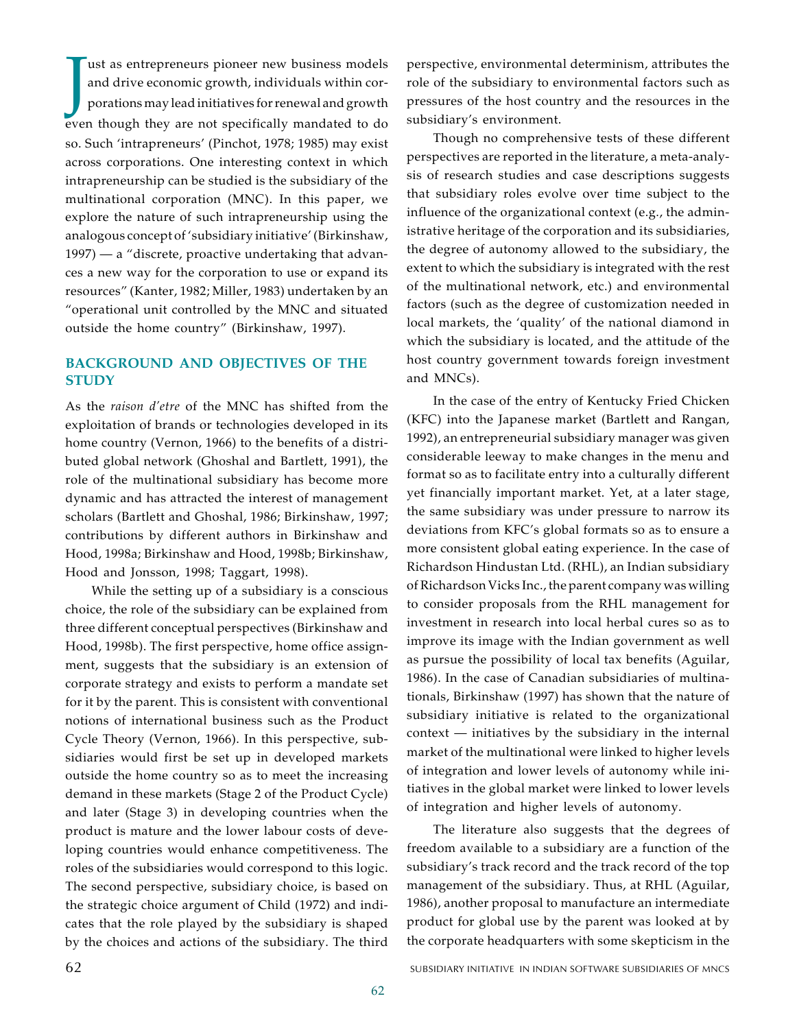Just as entrepreneurs pioneer new business models and drive economic growth, individuals within corporations may lead initiatives for renewal and growth even though they are not specifically mandated to do so. Such 'intrapreneurs' (Pinchot, 1978; 1985) may exist across corporations. One interesting context in which intrapreneurship can be studied is the subsidiary of the multinational corporation (MNC). In this paper, we explore the nature of such intrapreneurship using the analogous concept of 'subsidiary initiative' (Birkinshaw, 1997) — a "discrete, proactive undertaking that advances a new way for the corporation to use or expand its resources" (Kanter, 1982; Miller, 1983) undertaken by an "operational unit controlled by the MNC and situated outside the home country" (Birkinshaw, 1997).

## BACKGROUND AND OBJECTIVES OF THE STUDY

As the *raison d'etre* of the MNC has shifted from the exploitation of brands or technologies developed in its home country (Vernon, 1966) to the benefits of a distributed global network (Ghoshal and Bartlett, 1991), the role of the multinational subsidiary has become more dynamic and has attracted the interest of management scholars (Bartlett and Ghoshal, 1986; Birkinshaw, 1997; contributions by different authors in Birkinshaw and Hood, 1998a; Birkinshaw and Hood, 1998b; Birkinshaw, Hood and Jonsson, 1998; Taggart, 1998).

While the setting up of a subsidiary is a conscious choice, the role of the subsidiary can be explained from three different conceptual perspectives (Birkinshaw and Hood, 1998b). The first perspective, home office assignment, suggests that the subsidiary is an extension of corporate strategy and exists to perform a mandate set for it by the parent. This is consistent with conventional notions of international business such as the Product Cycle Theory (Vernon, 1966). In this perspective, subsidiaries would first be set up in developed markets outside the home country so as to meet the increasing demand in these markets (Stage 2 of the Product Cycle) and later (Stage 3) in developing countries when the product is mature and the lower labour costs of developing countries would enhance competitiveness. The roles of the subsidiaries would correspond to this logic. The second perspective, subsidiary choice, is based on the strategic choice argument of Child (1972) and indicates that the role played by the subsidiary is shaped by the choices and actions of the subsidiary. The third perspective, environmental determinism, attributes the role of the subsidiary to environmental factors such as pressures of the host country and the resources in the subsidiary's environment.

Though no comprehensive tests of these different perspectives are reported in the literature, a meta-analysis of research studies and case descriptions suggests that subsidiary roles evolve over time subject to the influence of the organizational context (e.g., the administrative heritage of the corporation and its subsidiaries, the degree of autonomy allowed to the subsidiary, the extent to which the subsidiary is integrated with the rest of the multinational network, etc.) and environmental factors (such as the degree of customization needed in local markets, the 'quality' of the national diamond in which the subsidiary is located, and the attitude of the host country government towards foreign investment and MNCs).

In the case of the entry of Kentucky Fried Chicken (KFC) into the Japanese market (Bartlett and Rangan, 1992), an entrepreneurial subsidiary manager was given considerable leeway to make changes in the menu and format so as to facilitate entry into a culturally different yet financially important market. Yet, at a later stage, the same subsidiary was under pressure to narrow its deviations from KFC's global formats so as to ensure a more consistent global eating experience. In the case of Richardson Hindustan Ltd. (RHL), an Indian subsidiary of Richardson Vicks Inc., the parent company was willing to consider proposals from the RHL management for investment in research into local herbal cures so as to improve its image with the Indian government as well as pursue the possibility of local tax benefits (Aguilar, 1986). In the case of Canadian subsidiaries of multinationals, Birkinshaw (1997) has shown that the nature of subsidiary initiative is related to the organizational context — initiatives by the subsidiary in the internal market of the multinational were linked to higher levels of integration and lower levels of autonomy while initiatives in the global market were linked to lower levels of integration and higher levels of autonomy.

The literature also suggests that the degrees of freedom available to a subsidiary are a function of the subsidiary's track record and the track record of the top management of the subsidiary. Thus, at RHL (Aguilar, 1986), another proposal to manufacture an intermediate product for global use by the parent was looked at by the corporate headquarters with some skepticism in the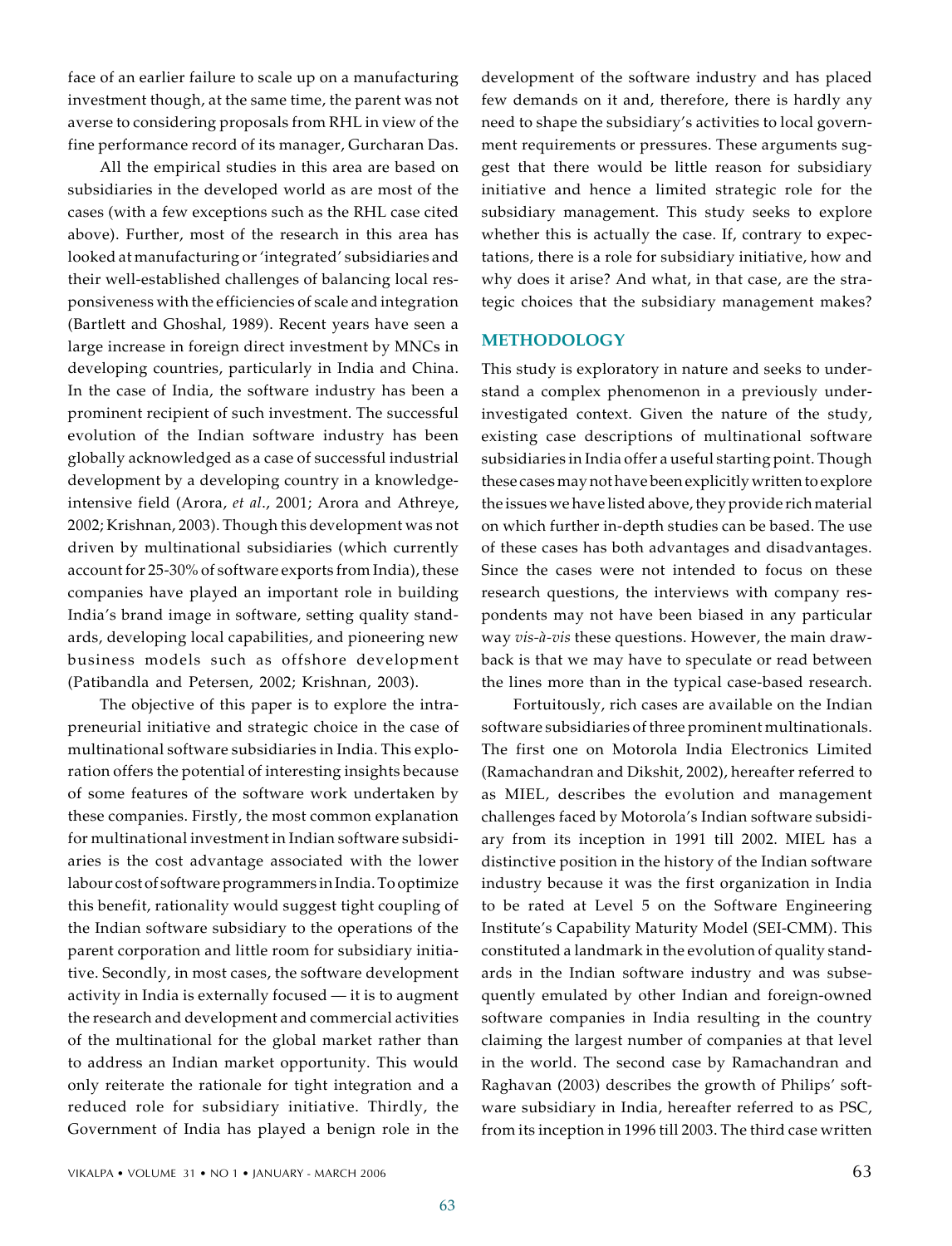face of an earlier failure to scale up on a manufacturing investment though, at the same time, the parent was not averse to considering proposals from RHL in view of the fine performance record of its manager, Gurcharan Das.

All the empirical studies in this area are based on subsidiaries in the developed world as are most of the cases (with a few exceptions such as the RHL case cited above). Further, most of the research in this area has looked at manufacturing or 'integrated' subsidiaries and their well-established challenges of balancing local responsiveness with the efficiencies of scale and integration (Bartlett and Ghoshal, 1989). Recent years have seen a large increase in foreign direct investment by MNCs in developing countries, particularly in India and China. In the case of India, the software industry has been a prominent recipient of such investment. The successful evolution of the Indian software industry has been globally acknowledged as a case of successful industrial development by a developing country in a knowledge-intensive field (Arora, *et al*., 2001; Arora and Athreye, 2002; Krishnan, 2003). Though this development was not driven by multinational subsidiaries (which currently account for 25-30% of software exports from India), these companies have played an important role in building India's brand image in software, setting quality standards, developing local capabilities, and pioneering new business models such as offshore development (Patibandla and Petersen, 2002; Krishnan, 2003).

The objective of this paper is to explore the intrapreneurial initiative and strategic choice in the case of multinational software subsidiaries in India. This exploration offers the potential of interesting insights because of some features of the software work undertaken by these companies. Firstly, the most common explanation for multinational investment in Indian software subsidiaries is the cost advantage associated with the lower labour cost of software programmers in India. To optimize this benefit, rationality would suggest tight coupling of the Indian software subsidiary to the operations of the parent corporation and little room for subsidiary initiative. Secondly, in most cases, the software development activity in India is externally focused — it is to augment the research and development and commercial activities of the multinational for the global market rather than to address an Indian market opportunity. This would only reiterate the rationale for tight integration and a reduced role for subsidiary initiative. Thirdly, the Government of India has played a benign role in the development of the software industry and has placed few demands on it and, therefore, there is hardly any need to shape the subsidiary's activities to local government requirements or pressures. These arguments suggest that there would be little reason for subsidiary initiative and hence a limited strategic role for the subsidiary management. This study seeks to explore whether this is actually the case. If, contrary to expectations, there is a role for subsidiary initiative, how and why does it arise? And what, in that case, are the strategic choices that the subsidiary management makes?

## METHODOLOGY

This study is exploratory in nature and seeks to understand a complex phenomenon in a previously under-investigated context. Given the nature of the study, existing case descriptions of multinational software subsidiaries in India offer a useful starting point. Though these cases may not have been explicitly written to explore the issues we have listed above, they provide rich material on which further in-depth studies can be based. The use of these cases has both advantages and disadvantages. Since the cases were not intended to focus on these research questions, the interviews with company respondents may not have been biased in any particular way *vis-à-vis* these questions. However, the main drawback is that we may have to speculate or read between the lines more than in the typical case-based research.

Fortuitously, rich cases are available on the Indian software subsidiaries of three prominent multinationals. The first one on Motorola India Electronics Limited (Ramachandran and Dikshit, 2002), hereafter referred to as MIEL, describes the evolution and management challenges faced by Motorola's Indian software subsidiary from its inception in 1991 till 2002. MIEL has a distinctive position in the history of the Indian software industry because it was the first organization in India to be rated at Level 5 on the Software Engineering Institute's Capability Maturity Model (SEI-CMM). This constituted a landmark in the evolution of quality standards in the Indian software industry and was subsequently emulated by other Indian and foreign-owned software companies in India resulting in the country claiming the largest number of companies at that level in the world. The second case by Ramachandran and Raghavan (2003) describes the growth of Philips' software subsidiary in India, hereafter referred to as PSC, from its inception in 1996 till 2003. The third case written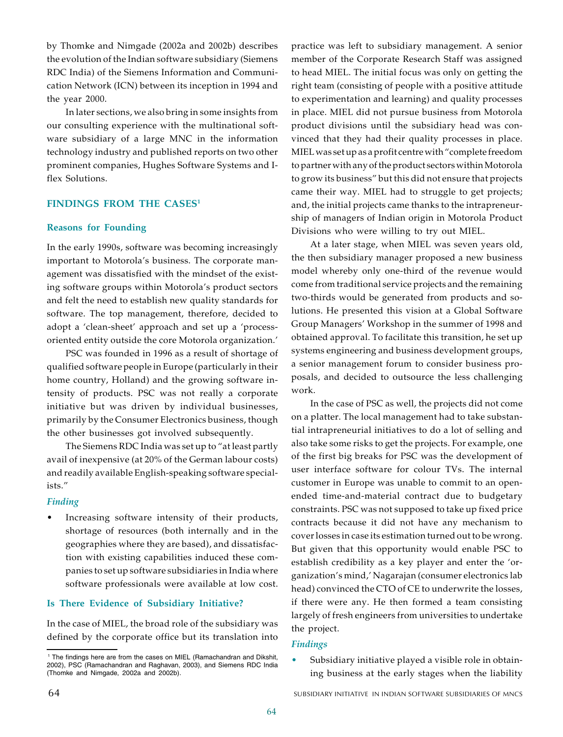by Thomke and Nimgade (2002a and 2002b) describes the evolution of the Indian software subsidiary (Siemens RDC India) of the Siemens Information and Communication Network (ICN) between its inception in 1994 and the year 2000.

In later sections, we also bring in some insights from our consulting experience with the multinational software subsidiary of a large MNC in the information technology industry and published reports on two other prominent companies, Hughes Software Systems and I-flex Solutions.

## FINDINGS FROM THE CASES[1]

### Reasons for Founding

In the early 1990s, software was becoming increasingly important to Motorola's business. The corporate management was dissatisfied with the mindset of the existing software groups within Motorola's product sectors and felt the need to establish new quality standards for software. The top management, therefore, decided to adopt a 'clean-sheet' approach and set up a 'process-oriented entity outside the core Motorola organization.'

PSC was founded in 1996 as a result of shortage of qualified software people in Europe (particularly in their home country, Holland) and the growing software intensity of products. PSC was not really a corporate initiative but was driven by individual businesses, primarily by the Consumer Electronics business, though the other businesses got involved subsequently.

The Siemens RDC India was set up to "at least partly avail of inexpensive (at 20% of the German labour costs) and readily available English-speaking software specialists."

#### *Finding*

- Increasing software intensity of their products, shortage of resources (both internally and in the geographies where they are based), and dissatisfaction with existing capabilities induced these companies to set up software subsidiaries in India where software professionals were available at low cost.

### Is There Evidence of Subsidiary Initiative?

In the case of MIEL, the broad role of the subsidiary was defined by the corporate office but its translation into practice was left to subsidiary management. A senior member of the Corporate Research Staff was assigned to head MIEL. The initial focus was only on getting the right team (consisting of people with a positive attitude to experimentation and learning) and quality processes in place. MIEL did not pursue business from Motorola product divisions until the subsidiary head was convinced that they had their quality processes in place. MIEL was set up as a profit centre with "complete freedom to partner with any of the product sectors within Motorola to grow its business" but this did not ensure that projects came their way. MIEL had to struggle to get projects; and, the initial projects came thanks to the intrapreneurship of managers of Indian origin in Motorola Product Divisions who were willing to try out MIEL.

At a later stage, when MIEL was seven years old, the then subsidiary manager proposed a new business model whereby only one-third of the revenue would come from traditional service projects and the remaining two-thirds would be generated from products and solutions. He presented this vision at a Global Software Group Managers' Workshop in the summer of 1998 and obtained approval. To facilitate this transition, he set up systems engineering and business development groups, a senior management forum to consider business proposals, and decided to outsource the less challenging work.

In the case of PSC as well, the projects did not come on a platter. The local management had to take substantial intrapreneurial initiatives to do a lot of selling and also take some risks to get the projects. For example, one of the first big breaks for PSC was the development of user interface software for colour TVs. The internal customer in Europe was unable to commit to an open-ended time-and-material contract due to budgetary constraints. PSC was not supposed to take up fixed price contracts because it did not have any mechanism to cover losses in case its estimation turned out to be wrong. But given that this opportunity would enable PSC to establish credibility as a key player and enter the 'organization's mind,' Nagarajan (consumer electronics lab head) convinced the CTO of CE to underwrite the losses, if there were any. He then formed a team consisting largely of fresh engineers from universities to undertake the project.

#### *Findings*

- Subsidiary initiative played a visible role in obtaining business at the early stages when the liability

[1] The findings here are from the cases on MIEL (Ramachandran and Dikshit, 2002), PSC (Ramachandran and Raghavan, 2003), and Siemens RDC India (Thomke and Nimgade, 2002a and 2002b).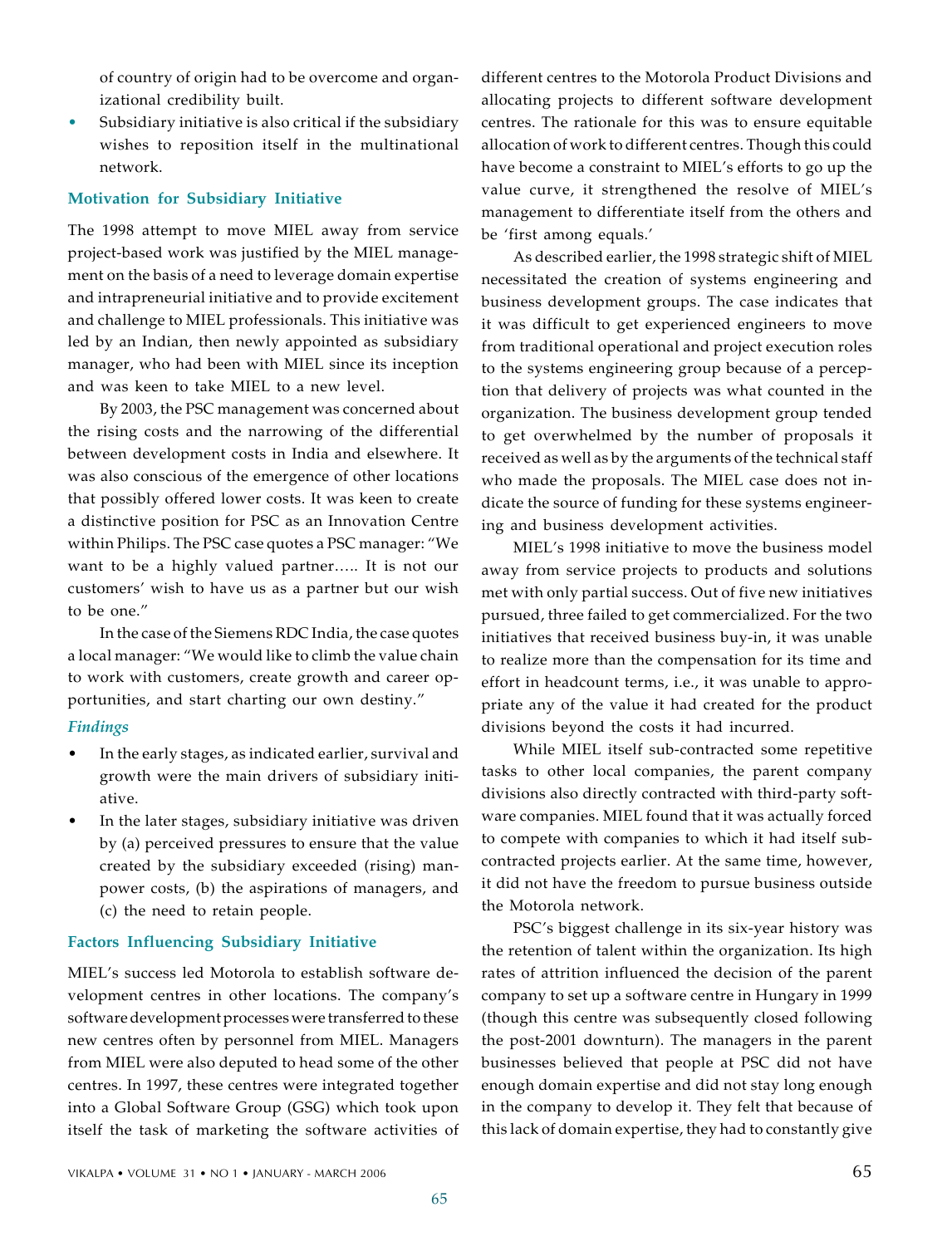of country of origin had to be overcome and organizational credibility built.

- Subsidiary initiative is also critical if the subsidiary wishes to reposition itself in the multinational network.

### Motivation for Subsidiary Initiative

The 1998 attempt to move MIEL away from service project-based work was justified by the MIEL management on the basis of a need to leverage domain expertise and intrapreneurial initiative and to provide excitement and challenge to MIEL professionals. This initiative was led by an Indian, then newly appointed as subsidiary manager, who had been with MIEL since its inception and was keen to take MIEL to a new level.

By 2003, the PSC management was concerned about the rising costs and the narrowing of the differential between development costs in India and elsewhere. It was also conscious of the emergence of other locations that possibly offered lower costs. It was keen to create a distinctive position for PSC as an Innovation Centre within Philips. The PSC case quotes a PSC manager: "We want to be a highly valued partner….. It is not our customers' wish to have us as a partner but our wish to be one."

In the case of the Siemens RDC India, the case quotes a local manager: "We would like to climb the value chain to work with customers, create growth and career opportunities, and start charting our own destiny."

#### *Findings*

- In the early stages, as indicated earlier, survival and growth were the main drivers of subsidiary initiative.
- In the later stages, subsidiary initiative was driven by (a) perceived pressures to ensure that the value created by the subsidiary exceeded (rising) manpower costs, (b) the aspirations of managers, and (c) the need to retain people.

### Factors Influencing Subsidiary Initiative

MIEL's success led Motorola to establish software development centres in other locations. The company's software development processes were transferred to these new centres often by personnel from MIEL. Managers from MIEL were also deputed to head some of the other centres. In 1997, these centres were integrated together into a Global Software Group (GSG) which took upon itself the task of marketing the software activities of different centres to the Motorola Product Divisions and allocating projects to different software development centres. The rationale for this was to ensure equitable allocation of work to different centres. Though this could have become a constraint to MIEL's efforts to go up the value curve, it strengthened the resolve of MIEL's management to differentiate itself from the others and be 'first among equals.'

As described earlier, the 1998 strategic shift of MIEL necessitated the creation of systems engineering and business development groups. The case indicates that it was difficult to get experienced engineers to move from traditional operational and project execution roles to the systems engineering group because of a perception that delivery of projects was what counted in the organization. The business development group tended to get overwhelmed by the number of proposals it received as well as by the arguments of the technical staff who made the proposals. The MIEL case does not indicate the source of funding for these systems engineering and business development activities.

MIEL's 1998 initiative to move the business model away from service projects to products and solutions met with only partial success. Out of five new initiatives pursued, three failed to get commercialized. For the two initiatives that received business buy-in, it was unable to realize more than the compensation for its time and effort in headcount terms, i.e., it was unable to appropriate any of the value it had created for the product divisions beyond the costs it had incurred.

While MIEL itself sub-contracted some repetitive tasks to other local companies, the parent company divisions also directly contracted with third-party software companies. MIEL found that it was actually forced to compete with companies to which it had itself sub-contracted projects earlier. At the same time, however, it did not have the freedom to pursue business outside the Motorola network.

PSC's biggest challenge in its six-year history was the retention of talent within the organization. Its high rates of attrition influenced the decision of the parent company to set up a software centre in Hungary in 1999 (though this centre was subsequently closed following the post-2001 downturn). The managers in the parent businesses believed that people at PSC did not have enough domain expertise and did not stay long enough in the company to develop it. They felt that because of this lack of domain expertise, they had to constantly give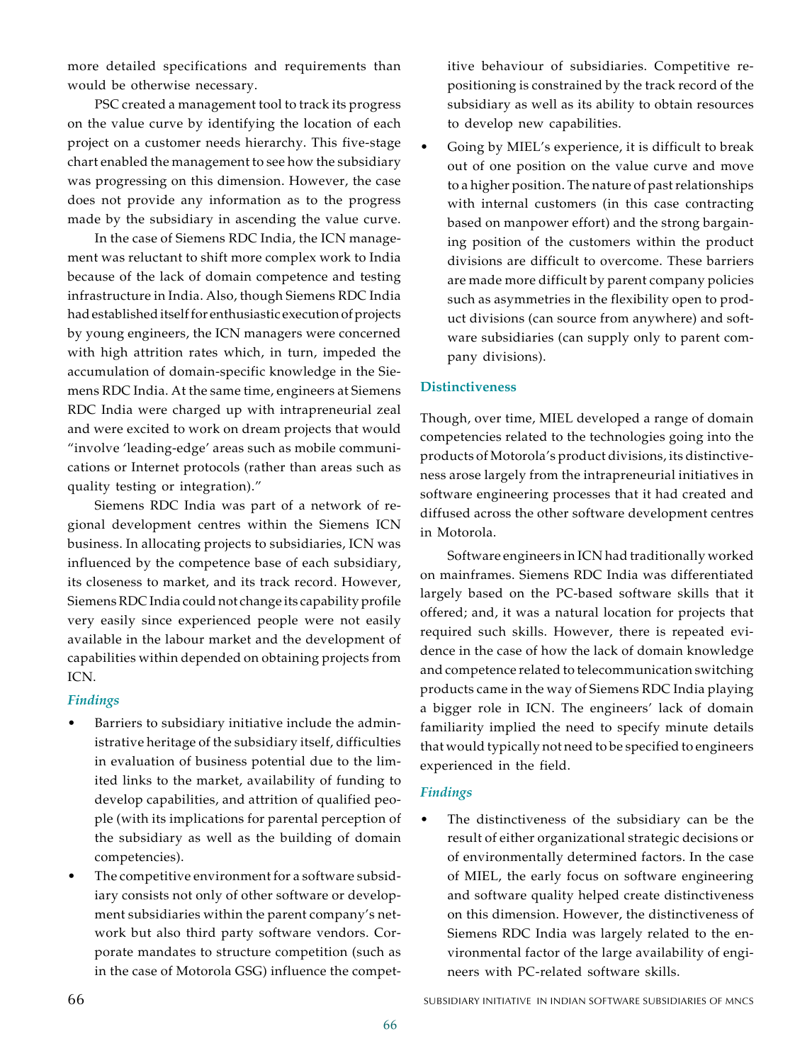more detailed specifications and requirements than would be otherwise necessary.

PSC created a management tool to track its progress on the value curve by identifying the location of each project on a customer needs hierarchy. This five-stage chart enabled the management to see how the subsidiary was progressing on this dimension. However, the case does not provide any information as to the progress made by the subsidiary in ascending the value curve.

In the case of Siemens RDC India, the ICN management was reluctant to shift more complex work to India because of the lack of domain competence and testing infrastructure in India. Also, though Siemens RDC India had established itself for enthusiastic execution of projects by young engineers, the ICN managers were concerned with high attrition rates which, in turn, impeded the accumulation of domain-specific knowledge in the Siemens RDC India. At the same time, engineers at Siemens RDC India were charged up with intrapreneurial zeal and were excited to work on dream projects that would "involve 'leading-edge' areas such as mobile communications or Internet protocols (rather than areas such as quality testing or integration)."

Siemens RDC India was part of a network of regional development centres within the Siemens ICN business. In allocating projects to subsidiaries, ICN was influenced by the competence base of each subsidiary, its closeness to market, and its track record. However, Siemens RDC India could not change its capability profile very easily since experienced people were not easily available in the labour market and the development of capabilities within depended on obtaining projects from ICN.

#### *Findings*

- Barriers to subsidiary initiative include the administrative heritage of the subsidiary itself, difficulties in evaluation of business potential due to the limited links to the market, availability of funding to develop capabilities, and attrition of qualified people (with its implications for parental perception of the subsidiary as well as the building of domain competencies).
- The competitive environment for a software subsidiary consists not only of other software or development subsidiaries within the parent company's network but also third party software vendors. Corporate mandates to structure competition (such as in the case of Motorola GSG) influence the competitive behaviour of subsidiaries. Competitive repositioning is constrained by the track record of the subsidiary as well as its ability to obtain resources to develop new capabilities.
- Going by MIEL's experience, it is difficult to break out of one position on the value curve and move to a higher position. The nature of past relationships with internal customers (in this case contracting based on manpower effort) and the strong bargaining position of the customers within the product divisions are difficult to overcome. These barriers are made more difficult by parent company policies such as asymmetries in the flexibility open to product divisions (can source from anywhere) and software subsidiaries (can supply only to parent company divisions).

### Distinctiveness

Though, over time, MIEL developed a range of domain competencies related to the technologies going into the products of Motorola's product divisions, its distinctiveness arose largely from the intrapreneurial initiatives in software engineering processes that it had created and diffused across the other software development centres in Motorola.

Software engineers in ICN had traditionally worked on mainframes. Siemens RDC India was differentiated largely based on the PC-based software skills that it offered; and, it was a natural location for projects that required such skills. However, there is repeated evidence in the case of how the lack of domain knowledge and competence related to telecommunication switching products came in the way of Siemens RDC India playing a bigger role in ICN. The engineers' lack of domain familiarity implied the need to specify minute details that would typically not need to be specified to engineers experienced in the field.

#### *Findings*

- The distinctiveness of the subsidiary can be the result of either organizational strategic decisions or of environmentally determined factors. In the case of MIEL, the early focus on software engineering and software quality helped create distinctiveness on this dimension. However, the distinctiveness of Siemens RDC India was largely related to the environmental factor of the large availability of engineers with PC-related software skills.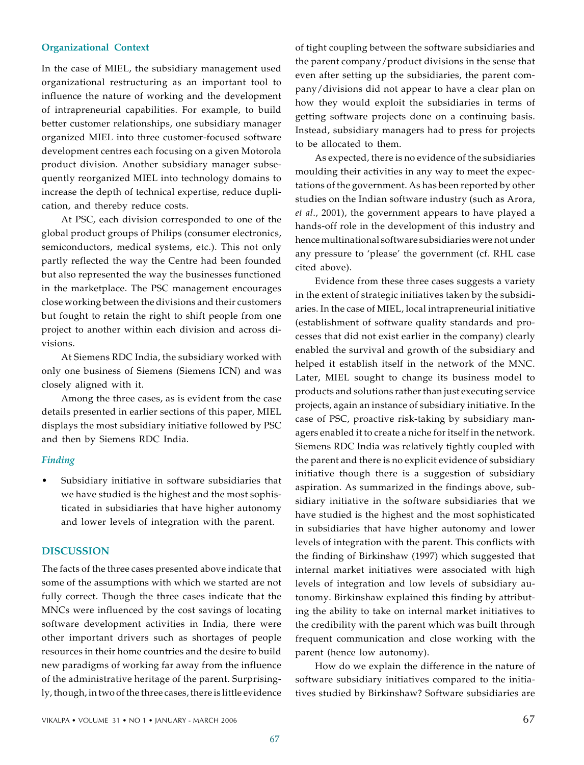### Organizational Context

In the case of MIEL, the subsidiary management used organizational restructuring as an important tool to influence the nature of working and the development of intrapreneurial capabilities. For example, to build better customer relationships, one subsidiary manager organized MIEL into three customer-focused software development centres each focusing on a given Motorola product division. Another subsidiary manager subsequently reorganized MIEL into technology domains to increase the depth of technical expertise, reduce duplication, and thereby reduce costs.

At PSC, each division corresponded to one of the global product groups of Philips (consumer electronics, semiconductors, medical systems, etc.). This not only partly reflected the way the Centre had been founded but also represented the way the businesses functioned in the marketplace. The PSC management encourages close working between the divisions and their customers but fought to retain the right to shift people from one project to another within each division and across divisions.

At Siemens RDC India, the subsidiary worked with only one business of Siemens (Siemens ICN) and was closely aligned with it.

Among the three cases, as is evident from the case details presented in earlier sections of this paper, MIEL displays the most subsidiary initiative followed by PSC and then by Siemens RDC India.

#### *Finding*

- Subsidiary initiative in software subsidiaries that we have studied is the highest and the most sophisticated in subsidiaries that have higher autonomy and lower levels of integration with the parent.

## DISCUSSION

The facts of the three cases presented above indicate that some of the assumptions with which we started are not fully correct. Though the three cases indicate that the MNCs were influenced by the cost savings of locating software development activities in India, there were other important drivers such as shortages of people resources in their home countries and the desire to build new paradigms of working far away from the influence of the administrative heritage of the parent. Surprisingly, though, in two of the three cases, there is little evidence of tight coupling between the software subsidiaries and the parent company/product divisions in the sense that even after setting up the subsidiaries, the parent company/divisions did not appear to have a clear plan on how they would exploit the subsidiaries in terms of getting software projects done on a continuing basis. Instead, subsidiary managers had to press for projects to be allocated to them.

As expected, there is no evidence of the subsidiaries moulding their activities in any way to meet the expectations of the government. As has been reported by other studies on the Indian software industry (such as Arora, *et al*., 2001), the government appears to have played a hands-off role in the development of this industry and hence multinational software subsidiaries were not under any pressure to 'please' the government (cf. RHL case cited above).

Evidence from these three cases suggests a variety in the extent of strategic initiatives taken by the subsidiaries. In the case of MIEL, local intrapreneurial initiative (establishment of software quality standards and processes that did not exist earlier in the company) clearly enabled the survival and growth of the subsidiary and helped it establish itself in the network of the MNC. Later, MIEL sought to change its business model to products and solutions rather than just executing service projects, again an instance of subsidiary initiative. In the case of PSC, proactive risk-taking by subsidiary managers enabled it to create a niche for itself in the network. Siemens RDC India was relatively tightly coupled with the parent and there is no explicit evidence of subsidiary initiative though there is a suggestion of subsidiary aspiration. As summarized in the findings above, subsidiary initiative in the software subsidiaries that we have studied is the highest and the most sophisticated in subsidiaries that have higher autonomy and lower levels of integration with the parent. This conflicts with the finding of Birkinshaw (1997) which suggested that internal market initiatives were associated with high levels of integration and low levels of subsidiary autonomy. Birkinshaw explained this finding by attributing the ability to take on internal market initiatives to the credibility with the parent which was built through frequent communication and close working with the parent (hence low autonomy).

How do we explain the difference in the nature of software subsidiary initiatives compared to the initiatives studied by Birkinshaw? Software subsidiaries are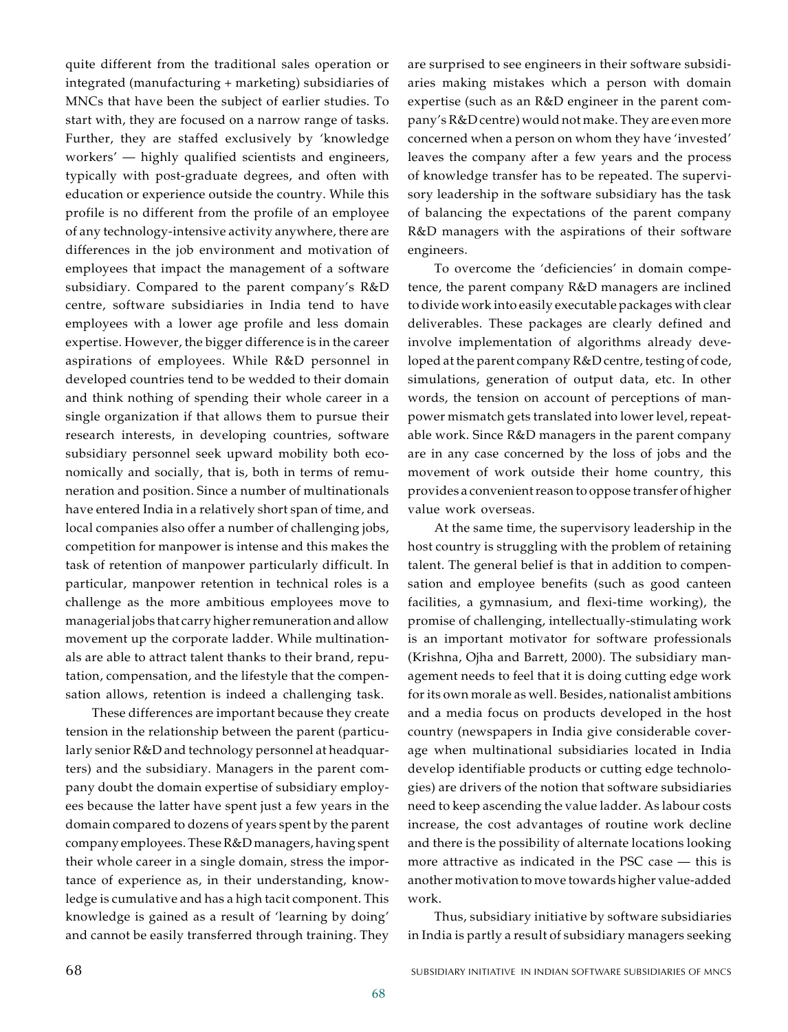quite different from the traditional sales operation or integrated (manufacturing + marketing) subsidiaries of MNCs that have been the subject of earlier studies. To start with, they are focused on a narrow range of tasks. Further, they are staffed exclusively by 'knowledge workers' — highly qualified scientists and engineers, typically with post-graduate degrees, and often with education or experience outside the country. While this profile is no different from the profile of an employee of any technology-intensive activity anywhere, there are differences in the job environment and motivation of employees that impact the management of a software subsidiary. Compared to the parent company's R&D centre, software subsidiaries in India tend to have employees with a lower age profile and less domain expertise. However, the bigger difference is in the career aspirations of employees. While R&D personnel in developed countries tend to be wedded to their domain and think nothing of spending their whole career in a single organization if that allows them to pursue their research interests, in developing countries, software subsidiary personnel seek upward mobility both economically and socially, that is, both in terms of remuneration and position. Since a number of multinationals have entered India in a relatively short span of time, and local companies also offer a number of challenging jobs, competition for manpower is intense and this makes the task of retention of manpower particularly difficult. In particular, manpower retention in technical roles is a challenge as the more ambitious employees move to managerial jobs that carry higher remuneration and allow movement up the corporate ladder. While multinationals are able to attract talent thanks to their brand, reputation, compensation, and the lifestyle that the compensation allows, retention is indeed a challenging task.

These differences are important because they create tension in the relationship between the parent (particularly senior R&D and technology personnel at headquarters) and the subsidiary. Managers in the parent company doubt the domain expertise of subsidiary employees because the latter have spent just a few years in the domain compared to dozens of years spent by the parent company employees. These R&D managers, having spent their whole career in a single domain, stress the importance of experience as, in their understanding, knowledge is cumulative and has a high tacit component. This knowledge is gained as a result of 'learning by doing' and cannot be easily transferred through training. They are surprised to see engineers in their software subsidiaries making mistakes which a person with domain expertise (such as an R&D engineer in the parent company's R&D centre) would not make. They are even more concerned when a person on whom they have 'invested' leaves the company after a few years and the process of knowledge transfer has to be repeated. The supervisory leadership in the software subsidiary has the task of balancing the expectations of the parent company R&D managers with the aspirations of their software engineers.

To overcome the 'deficiencies' in domain competence, the parent company R&D managers are inclined to divide work into easily executable packages with clear deliverables. These packages are clearly defined and involve implementation of algorithms already developed at the parent company R&D centre, testing of code, simulations, generation of output data, etc. In other words, the tension on account of perceptions of manpower mismatch gets translated into lower level, repeatable work. Since R&D managers in the parent company are in any case concerned by the loss of jobs and the movement of work outside their home country, this provides a convenient reason to oppose transfer of higher value work overseas.

At the same time, the supervisory leadership in the host country is struggling with the problem of retaining talent. The general belief is that in addition to compensation and employee benefits (such as good canteen facilities, a gymnasium, and flexi-time working), the promise of challenging, intellectually-stimulating work is an important motivator for software professionals (Krishna, Ojha and Barrett, 2000). The subsidiary management needs to feel that it is doing cutting edge work for its own morale as well. Besides, nationalist ambitions and a media focus on products developed in the host country (newspapers in India give considerable coverage when multinational subsidiaries located in India develop identifiable products or cutting edge technologies) are drivers of the notion that software subsidiaries need to keep ascending the value ladder. As labour costs increase, the cost advantages of routine work decline and there is the possibility of alternate locations looking more attractive as indicated in the PSC case — this is another motivation to move towards higher value-added work.

Thus, subsidiary initiative by software subsidiaries in India is partly a result of subsidiary managers seeking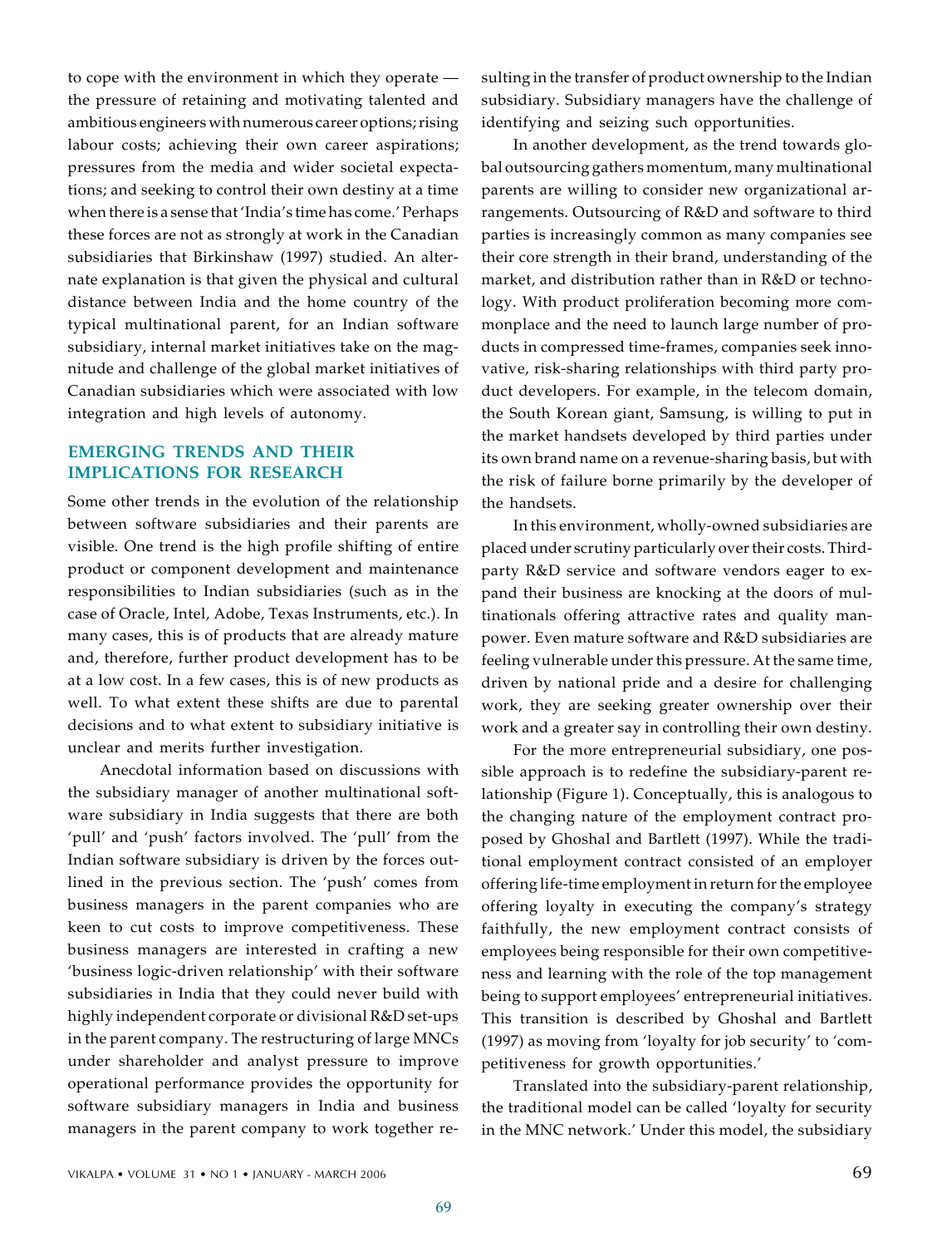to cope with the environment in which they operate — the pressure of retaining and motivating talented and ambitious engineers with numerous career options; rising labour costs; achieving their own career aspirations; pressures from the media and wider societal expectations; and seeking to control their own destiny at a time when there is a sense that 'India's time has come.' Perhaps these forces are not as strongly at work in the Canadian subsidiaries that Birkinshaw (1997) studied. An alternate explanation is that given the physical and cultural distance between India and the home country of the typical multinational parent, for an Indian software subsidiary, internal market initiatives take on the magnitude and challenge of the global market initiatives of Canadian subsidiaries which were associated with low integration and high levels of autonomy.

## EMERGING TRENDS AND THEIR IMPLICATIONS FOR RESEARCH

Some other trends in the evolution of the relationship between software subsidiaries and their parents are visible. One trend is the high profile shifting of entire product or component development and maintenance responsibilities to Indian subsidiaries (such as in the case of Oracle, Intel, Adobe, Texas Instruments, etc.). In many cases, this is of products that are already mature and, therefore, further product development has to be at a low cost. In a few cases, this is of new products as well. To what extent these shifts are due to parental decisions and to what extent to subsidiary initiative is unclear and merits further investigation.

Anecdotal information based on discussions with the subsidiary manager of another multinational software subsidiary in India suggests that there are both 'pull' and 'push' factors involved. The 'pull' from the Indian software subsidiary is driven by the forces outlined in the previous section. The 'push' comes from business managers in the parent companies who are keen to cut costs to improve competitiveness. These business managers are interested in crafting a new 'business logic-driven relationship' with their software subsidiaries in India that they could never build with highly independent corporate or divisional R&D set-ups in the parent company. The restructuring of large MNCs under shareholder and analyst pressure to improve operational performance provides the opportunity for software subsidiary managers in India and business managers in the parent company to work together resulting in the transfer of product ownership to the Indian subsidiary. Subsidiary managers have the challenge of identifying and seizing such opportunities.

In another development, as the trend towards global outsourcing gathers momentum, many multinational parents are willing to consider new organizational arrangements. Outsourcing of R&D and software to third parties is increasingly common as many companies see their core strength in their brand, understanding of the market, and distribution rather than in R&D or technology. With product proliferation becoming more commonplace and the need to launch large number of products in compressed time-frames, companies seek innovative, risk-sharing relationships with third party product developers. For example, in the telecom domain, the South Korean giant, Samsung, is willing to put in the market handsets developed by third parties under its own brand name on a revenue-sharing basis, but with the risk of failure borne primarily by the developer of the handsets.

In this environment, wholly-owned subsidiaries are placed under scrutiny particularly over their costs. Third-party R&D service and software vendors eager to expand their business are knocking at the doors of multinationals offering attractive rates and quality manpower. Even mature software and R&D subsidiaries are feeling vulnerable under this pressure. At the same time, driven by national pride and a desire for challenging work, they are seeking greater ownership over their work and a greater say in controlling their own destiny.

For the more entrepreneurial subsidiary, one possible approach is to redefine the subsidiary-parent relationship (Figure 1). Conceptually, this is analogous to the changing nature of the employment contract proposed by Ghoshal and Bartlett (1997). While the traditional employment contract consisted of an employer offering life-time employment in return for the employee offering loyalty in executing the company's strategy faithfully, the new employment contract consists of employees being responsible for their own competitiveness and learning with the role of the top management being to support employees' entrepreneurial initiatives. This transition is described by Ghoshal and Bartlett (1997) as moving from 'loyalty for job security' to 'competitiveness for growth opportunities.'

Translated into the subsidiary-parent relationship, the traditional model can be called 'loyalty for security in the MNC network.' Under this model, the subsidiary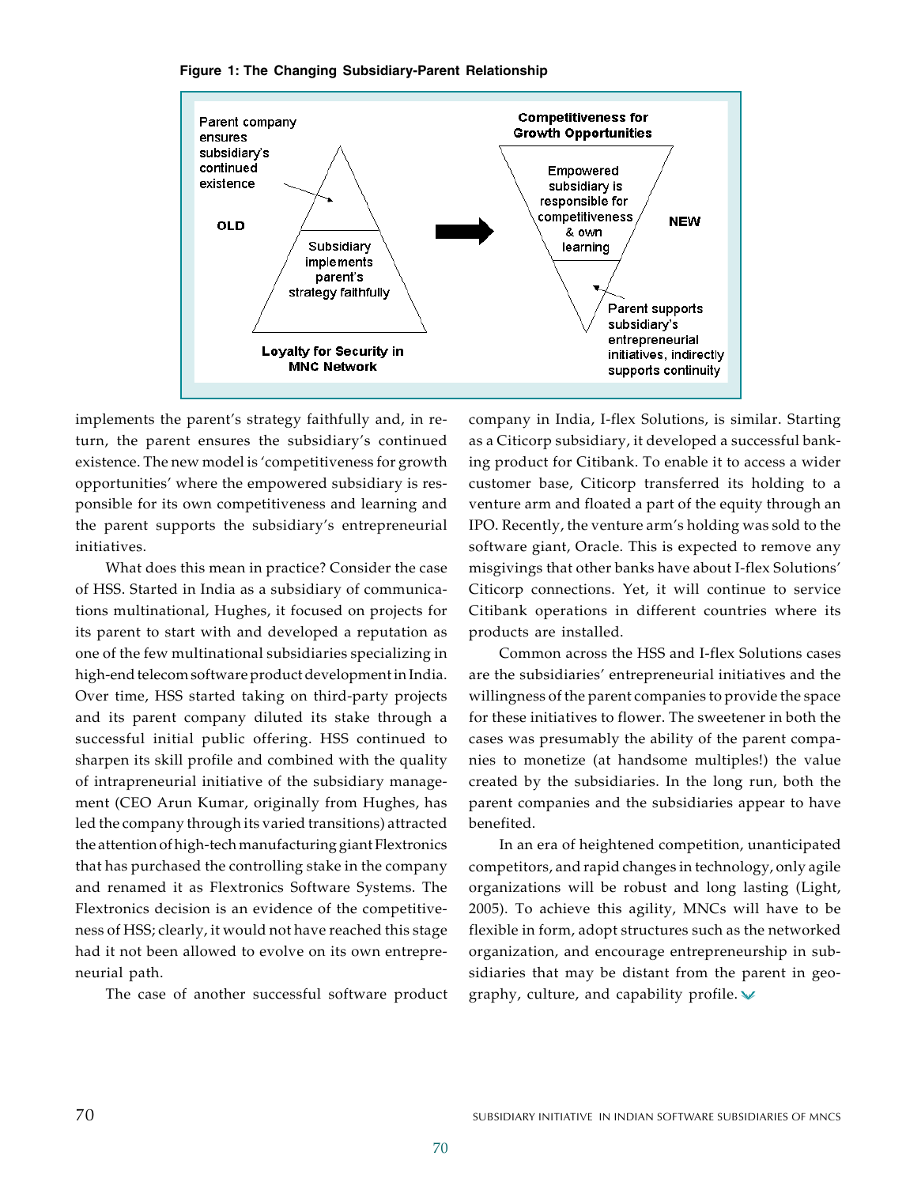**Figure 1: The Changing Subsidiary-Parent Relationship**

implements the parent's strategy faithfully and, in return, the parent ensures the subsidiary's continued existence. The new model is 'competitiveness for growth opportunities' where the empowered subsidiary is responsible for its own competitiveness and learning and the parent supports the subsidiary's entrepreneurial initiatives.

What does this mean in practice? Consider the case of HSS. Started in India as a subsidiary of communications multinational, Hughes, it focused on projects for its parent to start with and developed a reputation as one of the few multinational subsidiaries specializing in high-end telecom software product development in India. Over time, HSS started taking on third-party projects and its parent company diluted its stake through a successful initial public offering. HSS continued to sharpen its skill profile and combined with the quality of intrapreneurial initiative of the subsidiary management (CEO Arun Kumar, originally from Hughes, has led the company through its varied transitions) attracted the attention of high-tech manufacturing giant Flextronics that has purchased the controlling stake in the company and renamed it as Flextronics Software Systems. The Flextronics decision is an evidence of the competitiveness of HSS; clearly, it would not have reached this stage had it not been allowed to evolve on its own entrepreneurial path.

The case of another successful software product company in India, I-flex Solutions, is similar. Starting as a Citicorp subsidiary, it developed a successful banking product for Citibank. To enable it to access a wider customer base, Citicorp transferred its holding to a venture arm and floated a part of the equity through an IPO. Recently, the venture arm's holding was sold to the software giant, Oracle. This is expected to remove any misgivings that other banks have about I-flex Solutions' Citicorp connections. Yet, it will continue to service Citibank operations in different countries where its products are installed.

Common across the HSS and I-flex Solutions cases are the subsidiaries' entrepreneurial initiatives and the willingness of the parent companies to provide the space for these initiatives to flower. The sweetener in both the cases was presumably the ability of the parent companies to monetize (at handsome multiples!) the value created by the subsidiaries. In the long run, both the parent companies and the subsidiaries appear to have benefited.

In an era of heightened competition, unanticipated competitors, and rapid changes in technology, only agile organizations will be robust and long lasting (Light, 2005). To achieve this agility, MNCs will have to be flexible in form, adopt structures such as the networked organization, and encourage entrepreneurship in subsidiaries that may be distant from the parent in geography, culture, and capability profile.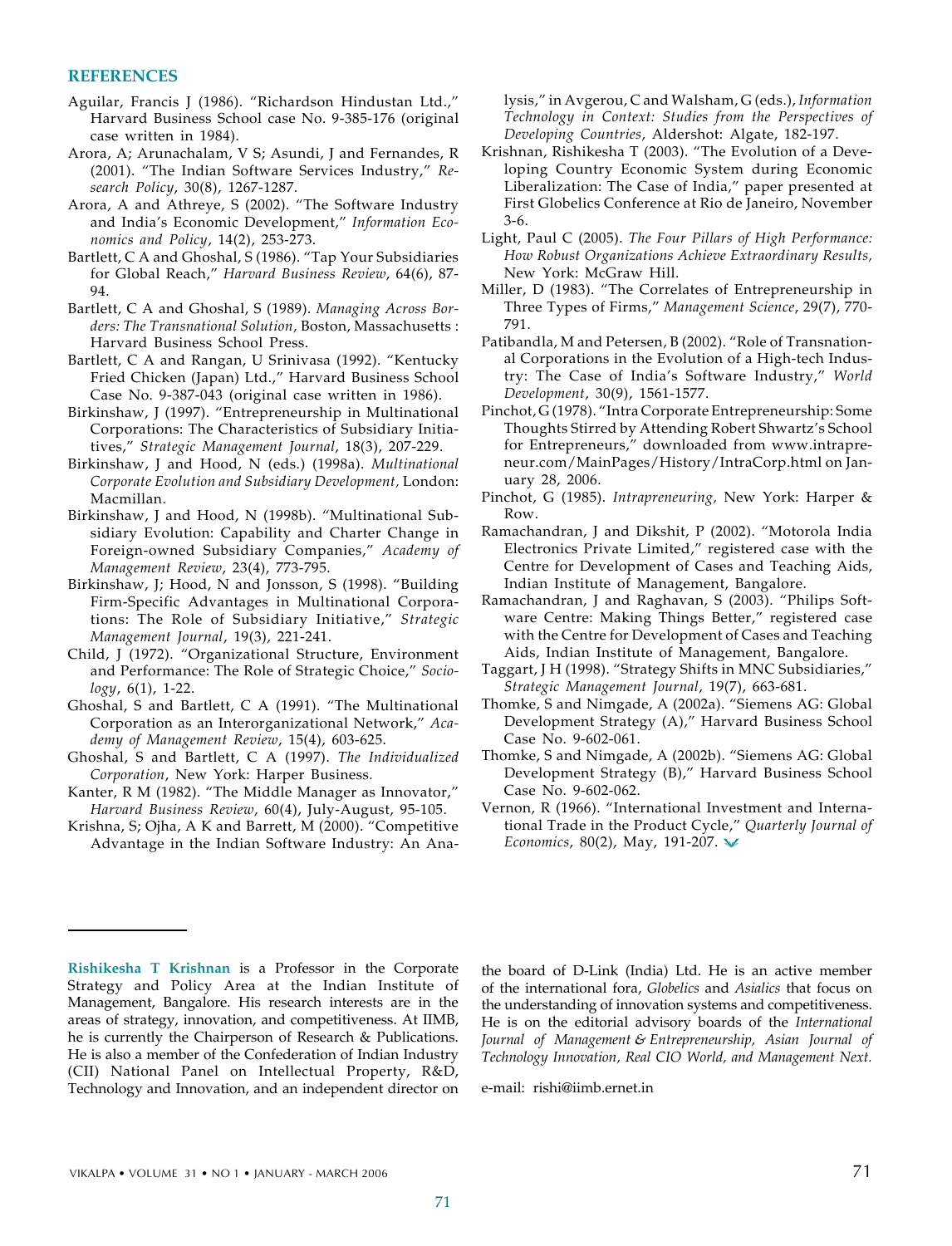## REFERENCES

Aguilar, Francis J (1986). "Richardson Hindustan Ltd.," Harvard Business School case No. 9-385-176 (original case written in 1984).

Arora, A; Arunachalam, V S; Asundi, J and Fernandes, R (2001). "The Indian Software Services Industry," *Research Policy*, 30(8), 1267-1287.

Arora, A and Athreye, S (2002). "The Software Industry and India's Economic Development," *Information Economics and Policy*, 14(2), 253-273.

Bartlett, C A and Ghoshal, S (1986). "Tap Your Subsidiaries for Global Reach," *Harvard Business Review*, 64(6), 87-94.

Bartlett, C A and Ghoshal, S (1989). *Managing Across Borders: The Transnational Solution,* Boston, Massachusetts : Harvard Business School Press.

Bartlett, C A and Rangan, U Srinivasa (1992). "Kentucky Fried Chicken (Japan) Ltd.," Harvard Business School Case No. 9-387-043 (original case written in 1986).

Birkinshaw, J (1997). "Entrepreneurship in Multinational Corporations: The Characteristics of Subsidiary Initiatives," *Strategic Management Journal*, 18(3), 207-229.

Birkinshaw, J and Hood, N (eds.) (1998a). *Multinational Corporate Evolution and Subsidiary Development,* London: Macmillan.

Birkinshaw, J and Hood, N (1998b). "Multinational Subsidiary Evolution: Capability and Charter Change in Foreign-owned Subsidiary Companies," *Academy of Management Review*, 23(4), 773-795.

Birkinshaw, J; Hood, N and Jonsson, S (1998). "Building Firm-Specific Advantages in Multinational Corporations: The Role of Subsidiary Initiative," *Strategic Management Journal*, 19(3), 221-241.

Child, J (1972). "Organizational Structure, Environment and Performance: The Role of Strategic Choice," *Sociology*, 6(1), 1-22.

Ghoshal, S and Bartlett, C A (1991). "The Multinational Corporation as an Interorganizational Network," *Academy of Management Review*, 15(4), 603-625.

Ghoshal, S and Bartlett, C A (1997). *The Individualized Corporation*, New York: Harper Business.

Kanter, R M (1982). "The Middle Manager as Innovator," *Harvard Business Review*, 60(4), July-August, 95-105.

Krishna, S; Ojha, A K and Barrett, M (2000). "Competitive Advantage in the Indian Software Industry: An Analysis," in Avgerou, C and Walsham, G (eds.), *Information Technology in Context: Studies from the Perspectives of Developing Countries*, Aldershot: Algate, 182-197.

Krishnan, Rishikesha T (2003). "The Evolution of a Developing Country Economic System during Economic Liberalization: The Case of India," paper presented at First Globelics Conference at Rio de Janeiro, November 3-6.

Light, Paul C (2005). *The Four Pillars of High Performance: How Robust Organizations Achieve Extraordinary Results,* New York: McGraw Hill.

Miller, D (1983). "The Correlates of Entrepreneurship in Three Types of Firms," *Management Science*, 29(7), 770-791.

Patibandla, M and Petersen, B (2002). "Role of Transnational Corporations in the Evolution of a High-tech Industry: The Case of India's Software Industry," *World Development*, 30(9), 1561-1577.

Pinchot, G (1978). "Intra Corporate Entrepreneurship: Some Thoughts Stirred by Attending Robert Shwartz's School for Entrepreneurs," downloaded from www.intrapreneur.com/MainPages/History/IntraCorp.html on January 28, 2006.

Pinchot, G (1985). *Intrapreneuring,* New York: Harper & Row.

Ramachandran, J and Dikshit, P (2002). "Motorola India Electronics Private Limited," registered case with the Centre for Development of Cases and Teaching Aids, Indian Institute of Management, Bangalore.

Ramachandran, J and Raghavan, S (2003). "Philips Software Centre: Making Things Better," registered case with the Centre for Development of Cases and Teaching Aids, Indian Institute of Management, Bangalore.

Taggart, J H (1998). "Strategy Shifts in MNC Subsidiaries," *Strategic Management Journal*, 19(7), 663-681.

Thomke, S and Nimgade, A (2002a). "Siemens AG: Global Development Strategy (A)," Harvard Business School Case No. 9-602-061.

Thomke, S and Nimgade, A (2002b). "Siemens AG: Global Development Strategy (B)," Harvard Business School Case No. 9-602-062.

Vernon, R (1966). "International Investment and International Trade in the Product Cycle," *Quarterly Journal of Economics*, 80(2), May, 191-207.

---

**Rishikesha T Krishnan** is a Professor in the Corporate Strategy and Policy Area at the Indian Institute of Management, Bangalore. His research interests are in the areas of strategy, innovation, and competitiveness. At IIMB, he is currently the Chairperson of Research & Publications. He is also a member of the Confederation of Indian Industry (CII) National Panel on Intellectual Property, R&D, Technology and Innovation, and an independent director on the board of D-Link (India) Ltd. He is an active member of the international fora, *Globelics* and *Asialics* that focus on the understanding of innovation systems and competitiveness. He is on the editorial advisory boards of the *International Journal of Management & Entrepreneurship, Asian Journal of Technology Innovation, Real CIO World, and Management Next.*

e-mail: rishi@iimb.ernet.in